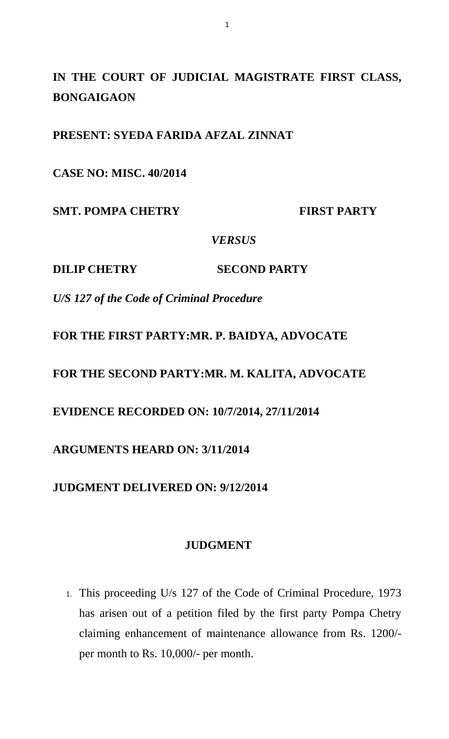**IN THE COURT OF JUDICIAL MAGISTRATE FIRST CLASS, BONGAIGAON**

**PRESENT: SYEDA FARIDA AFZAL ZINNAT**

**CASE NO: MISC. 40/2014**

**SMT. POMPA CHETRY FIRST PARTY**

***VERSUS***

**DILIP CHETRY SECOND PARTY**

***U/S 127 of the Code of Criminal Procedure***

**FOR THE FIRST PARTY:MR. P. BAIDYA, ADVOCATE**

**FOR THE SECOND PARTY:MR. M. KALITA, ADVOCATE**

**EVIDENCE RECORDED ON: 10/7/2014, 27/11/2014**

**ARGUMENTS HEARD ON: 3/11/2014**

**JUDGMENT DELIVERED ON: 9/12/2014**

## JUDGMENT

1. This proceeding U/s 127 of the Code of Criminal Procedure, 1973 has arisen out of a petition filed by the first party Pompa Chetry claiming enhancement of maintenance allowance from Rs. 1200/- per month to Rs. 10,000/- per month.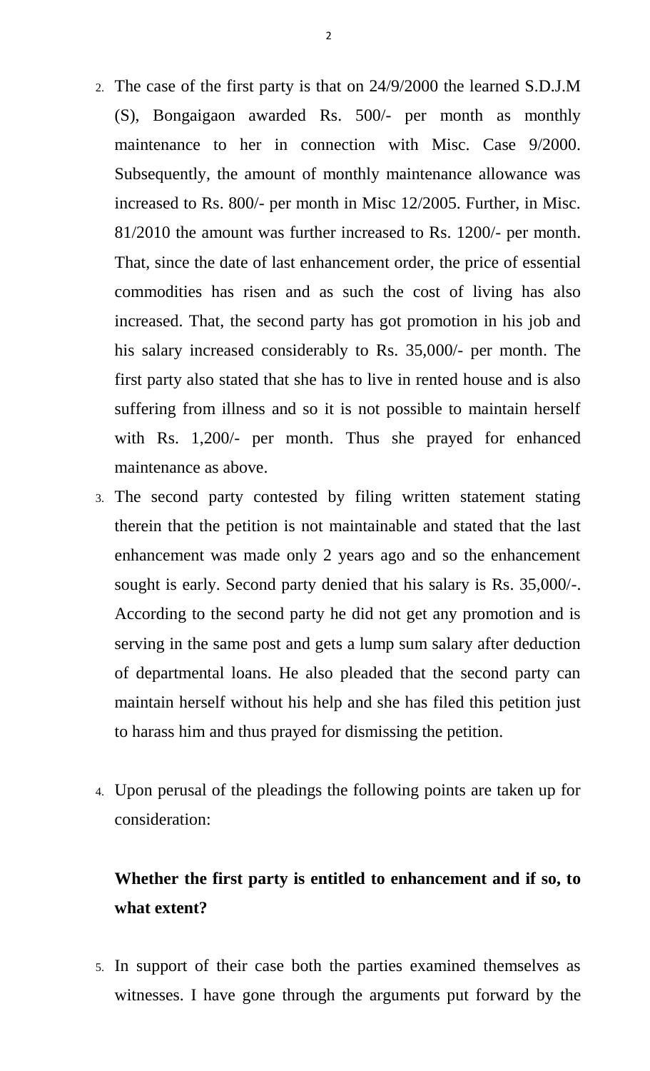2. The case of the first party is that on 24/9/2000 the learned S.D.J.M (S), Bongaigaon awarded Rs. 500/- per month as monthly maintenance to her in connection with Misc. Case 9/2000. Subsequently, the amount of monthly maintenance allowance was increased to Rs. 800/- per month in Misc 12/2005. Further, in Misc. 81/2010 the amount was further increased to Rs. 1200/- per month. That, since the date of last enhancement order, the price of essential commodities has risen and as such the cost of living has also increased. That, the second party has got promotion in his job and his salary increased considerably to Rs. 35,000/- per month. The first party also stated that she has to live in rented house and is also suffering from illness and so it is not possible to maintain herself with Rs. 1,200/- per month. Thus she prayed for enhanced maintenance as above.

3. The second party contested by filing written statement stating therein that the petition is not maintainable and stated that the last enhancement was made only 2 years ago and so the enhancement sought is early. Second party denied that his salary is Rs. 35,000/-. According to the second party he did not get any promotion and is serving in the same post and gets a lump sum salary after deduction of departmental loans. He also pleaded that the second party can maintain herself without his help and she has filed this petition just to harass him and thus prayed for dismissing the petition.

4. Upon perusal of the pleadings the following points are taken up for consideration:

   **Whether the first party is entitled to enhancement and if so, to what extent?**

5. In support of their case both the parties examined themselves as witnesses. I have gone through the arguments put forward by the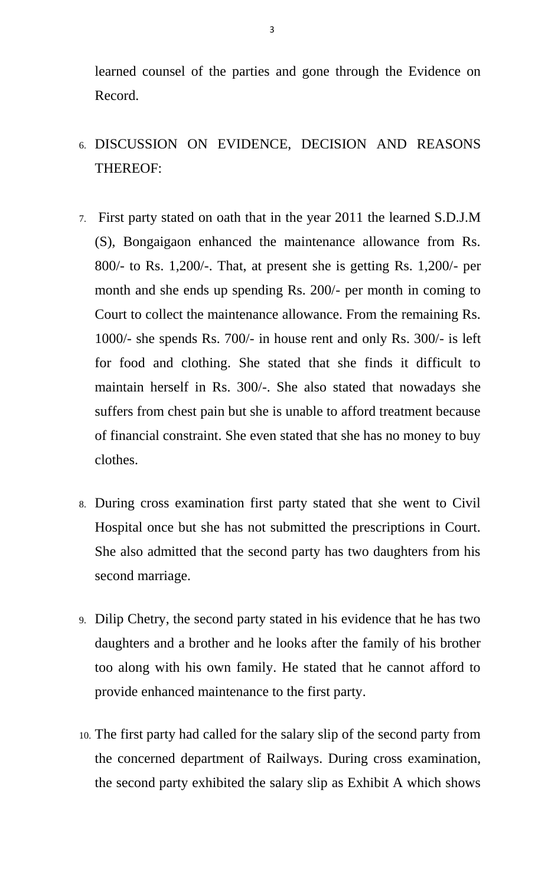learned counsel of the parties and gone through the Evidence on Record.

6. DISCUSSION ON EVIDENCE, DECISION AND REASONS THEREOF:

7. First party stated on oath that in the year 2011 the learned S.D.J.M (S), Bongaigaon enhanced the maintenance allowance from Rs. 800/- to Rs. 1,200/-. That, at present she is getting Rs. 1,200/- per month and she ends up spending Rs. 200/- per month in coming to Court to collect the maintenance allowance. From the remaining Rs. 1000/- she spends Rs. 700/- in house rent and only Rs. 300/- is left for food and clothing. She stated that she finds it difficult to maintain herself in Rs. 300/-. She also stated that nowadays she suffers from chest pain but she is unable to afford treatment because of financial constraint. She even stated that she has no money to buy clothes.

8. During cross examination first party stated that she went to Civil Hospital once but she has not submitted the prescriptions in Court. She also admitted that the second party has two daughters from his second marriage.

9. Dilip Chetry, the second party stated in his evidence that he has two daughters and a brother and he looks after the family of his brother too along with his own family. He stated that he cannot afford to provide enhanced maintenance to the first party.

10. The first party had called for the salary slip of the second party from the concerned department of Railways. During cross examination, the second party exhibited the salary slip as Exhibit A which shows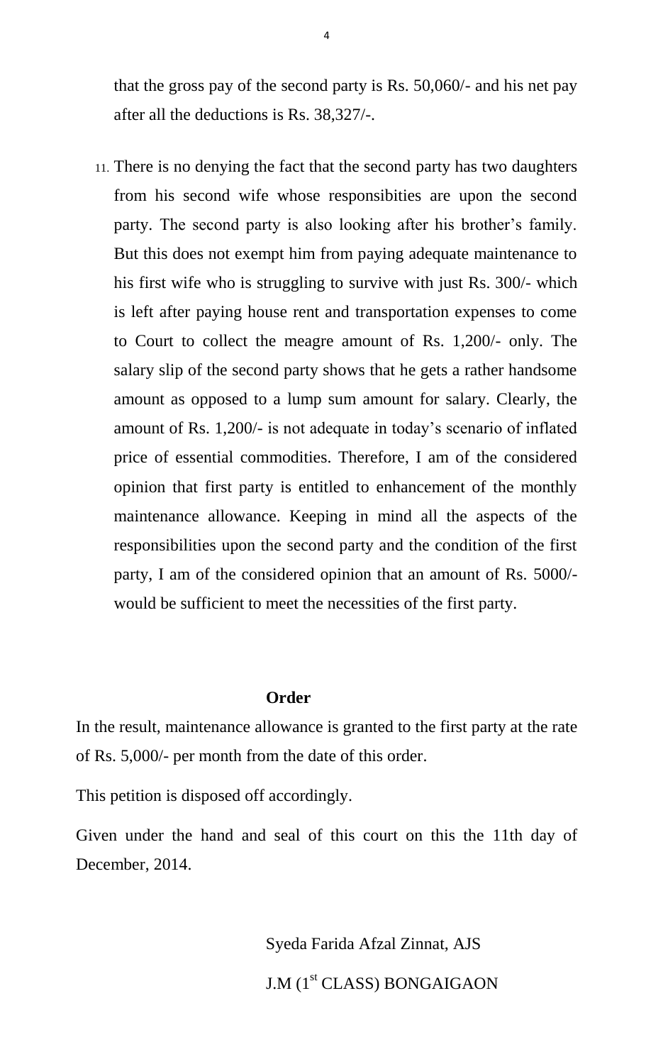that the gross pay of the second party is Rs. 50,060/- and his net pay after all the deductions is Rs. 38,327/-.

11. There is no denying the fact that the second party has two daughters from his second wife whose responsibities are upon the second party. The second party is also looking after his brother's family. But this does not exempt him from paying adequate maintenance to his first wife who is struggling to survive with just Rs. 300/- which is left after paying house rent and transportation expenses to come to Court to collect the meagre amount of Rs. 1,200/- only. The salary slip of the second party shows that he gets a rather handsome amount as opposed to a lump sum amount for salary. Clearly, the amount of Rs. 1,200/- is not adequate in today's scenario of inflated price of essential commodities. Therefore, I am of the considered opinion that first party is entitled to enhancement of the monthly maintenance allowance. Keeping in mind all the aspects of the responsibilities upon the second party and the condition of the first party, I am of the considered opinion that an amount of Rs. 5000/- would be sufficient to meet the necessities of the first party.

**Order**

In the result, maintenance allowance is granted to the first party at the rate of Rs. 5,000/- per month from the date of this order.

This petition is disposed off accordingly.

Given under the hand and seal of this court on this the 11th day of December, 2014.

Syeda Farida Afzal Zinnat, AJS

J.M (1st CLASS) BONGAIGAON